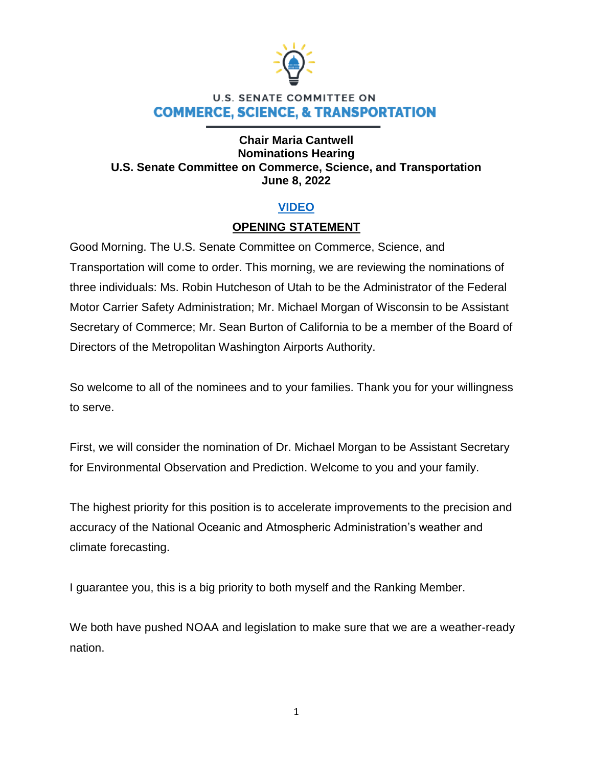U.S. SENATE COMMITTEE ON

**COMMERCE, SCIENCE, & TRANSPORTATION**

**Chair Maria Cantwell**
**Nominations Hearing**
**U.S. Senate Committee on Commerce, Science, and Transportation**
**June 8, 2022**

**VIDEO**

## OPENING STATEMENT

Good Morning. The U.S. Senate Committee on Commerce, Science, and Transportation will come to order. This morning, we are reviewing the nominations of three individuals: Ms. Robin Hutcheson of Utah to be the Administrator of the Federal Motor Carrier Safety Administration; Mr. Michael Morgan of Wisconsin to be Assistant Secretary of Commerce; Mr. Sean Burton of California to be a member of the Board of Directors of the Metropolitan Washington Airports Authority.

So welcome to all of the nominees and to your families. Thank you for your willingness to serve.

First, we will consider the nomination of Dr. Michael Morgan to be Assistant Secretary for Environmental Observation and Prediction. Welcome to you and your family.

The highest priority for this position is to accelerate improvements to the precision and accuracy of the National Oceanic and Atmospheric Administration's weather and climate forecasting.

I guarantee you, this is a big priority to both myself and the Ranking Member.

We both have pushed NOAA and legislation to make sure that we are a weather-ready nation.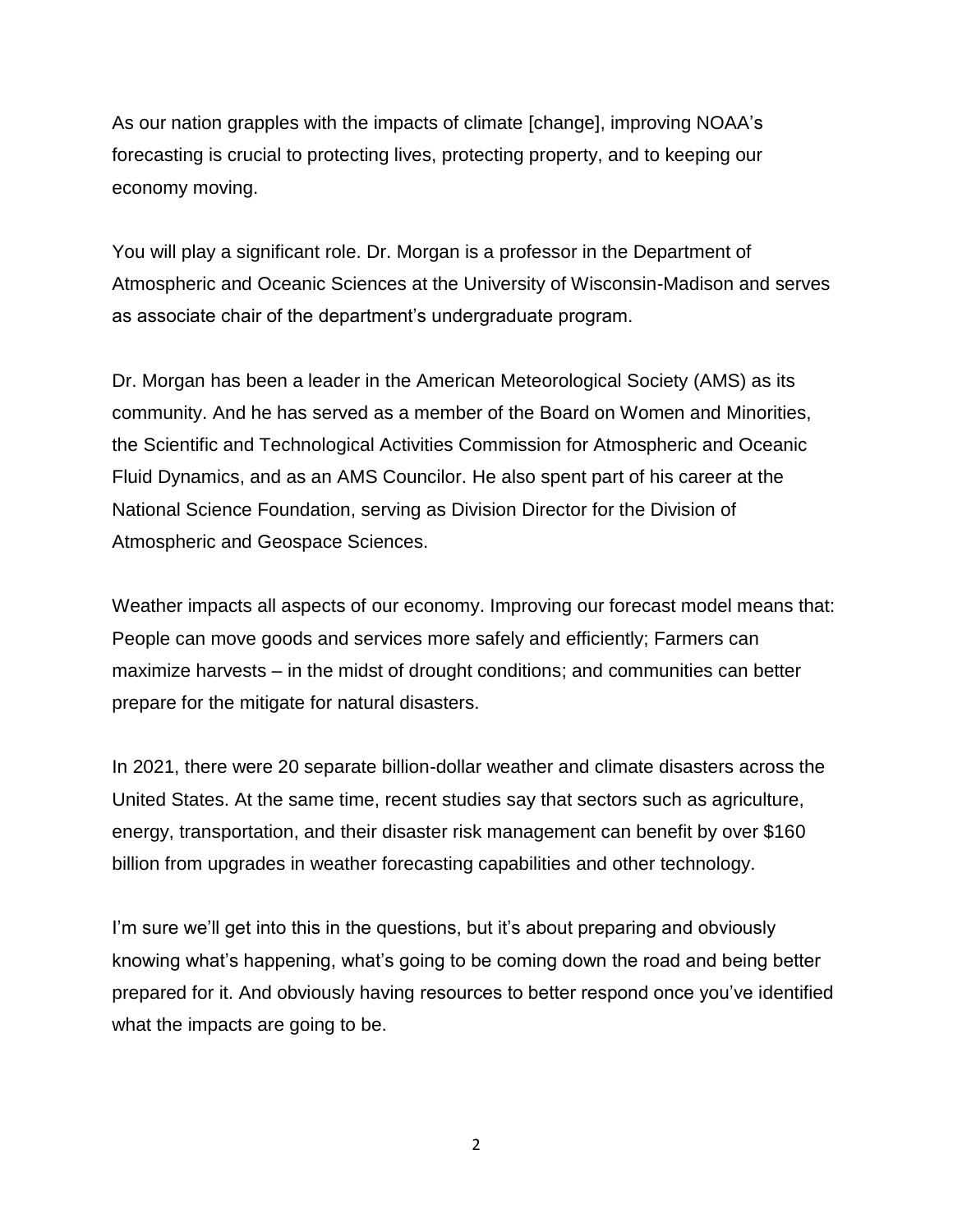As our nation grapples with the impacts of climate [change], improving NOAA's forecasting is crucial to protecting lives, protecting property, and to keeping our economy moving.

You will play a significant role. Dr. Morgan is a professor in the Department of Atmospheric and Oceanic Sciences at the University of Wisconsin-Madison and serves as associate chair of the department's undergraduate program.

Dr. Morgan has been a leader in the American Meteorological Society (AMS) as its community. And he has served as a member of the Board on Women and Minorities, the Scientific and Technological Activities Commission for Atmospheric and Oceanic Fluid Dynamics, and as an AMS Councilor. He also spent part of his career at the National Science Foundation, serving as Division Director for the Division of Atmospheric and Geospace Sciences.

Weather impacts all aspects of our economy. Improving our forecast model means that: People can move goods and services more safely and efficiently; Farmers can maximize harvests – in the midst of drought conditions; and communities can better prepare for the mitigate for natural disasters.

In 2021, there were 20 separate billion-dollar weather and climate disasters across the United States. At the same time, recent studies say that sectors such as agriculture, energy, transportation, and their disaster risk management can benefit by over $160 billion from upgrades in weather forecasting capabilities and other technology.

I'm sure we'll get into this in the questions, but it's about preparing and obviously knowing what's happening, what's going to be coming down the road and being better prepared for it. And obviously having resources to better respond once you've identified what the impacts are going to be.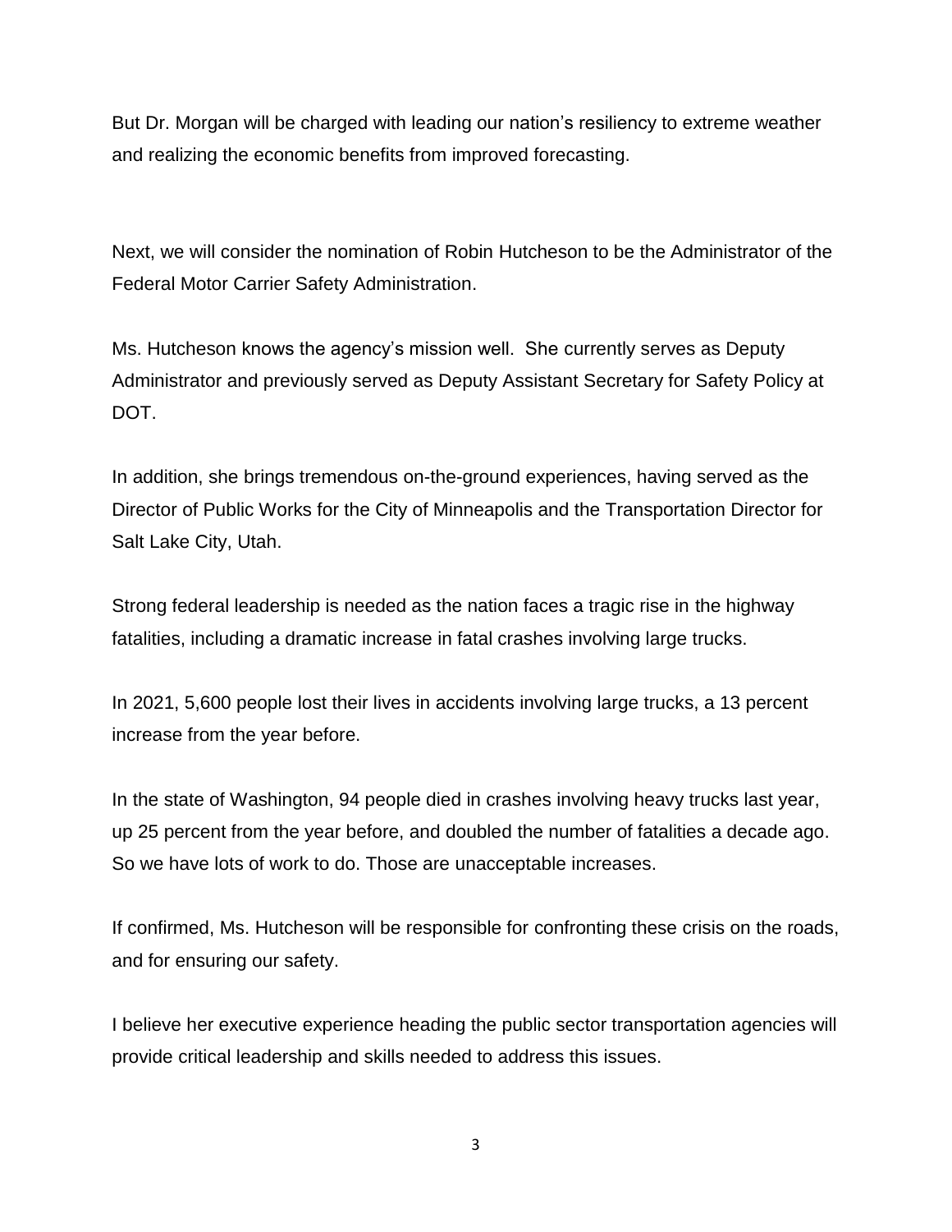But Dr. Morgan will be charged with leading our nation's resiliency to extreme weather and realizing the economic benefits from improved forecasting.

Next, we will consider the nomination of Robin Hutcheson to be the Administrator of the Federal Motor Carrier Safety Administration.

Ms. Hutcheson knows the agency's mission well. She currently serves as Deputy Administrator and previously served as Deputy Assistant Secretary for Safety Policy at DOT.

In addition, she brings tremendous on-the-ground experiences, having served as the Director of Public Works for the City of Minneapolis and the Transportation Director for Salt Lake City, Utah.

Strong federal leadership is needed as the nation faces a tragic rise in the highway fatalities, including a dramatic increase in fatal crashes involving large trucks.

In 2021, 5,600 people lost their lives in accidents involving large trucks, a 13 percent increase from the year before.

In the state of Washington, 94 people died in crashes involving heavy trucks last year, up 25 percent from the year before, and doubled the number of fatalities a decade ago. So we have lots of work to do. Those are unacceptable increases.

If confirmed, Ms. Hutcheson will be responsible for confronting these crisis on the roads, and for ensuring our safety.

I believe her executive experience heading the public sector transportation agencies will provide critical leadership and skills needed to address this issues.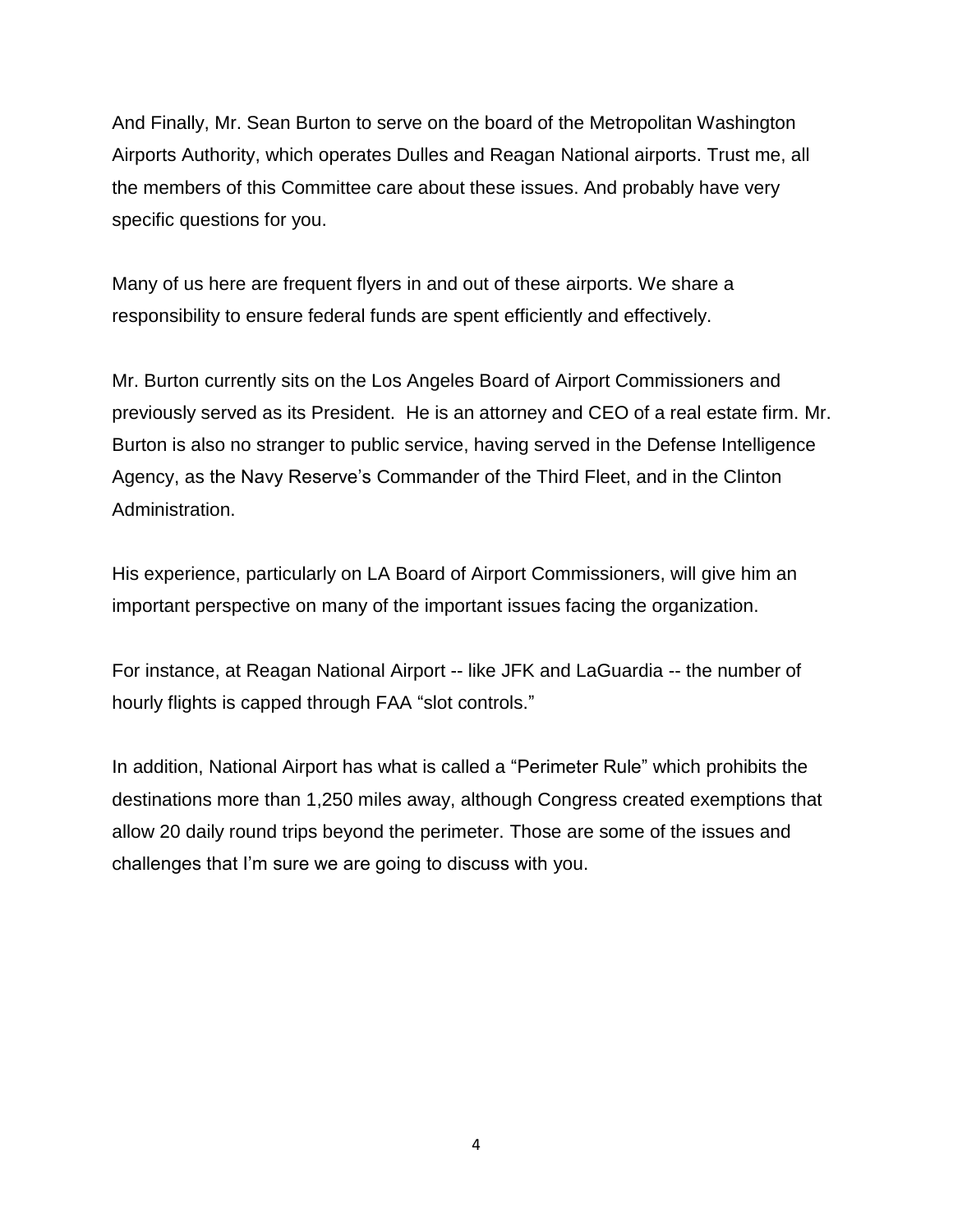And Finally, Mr. Sean Burton to serve on the board of the Metropolitan Washington Airports Authority, which operates Dulles and Reagan National airports. Trust me, all the members of this Committee care about these issues. And probably have very specific questions for you.

Many of us here are frequent flyers in and out of these airports. We share a responsibility to ensure federal funds are spent efficiently and effectively.

Mr. Burton currently sits on the Los Angeles Board of Airport Commissioners and previously served as its President. He is an attorney and CEO of a real estate firm. Mr. Burton is also no stranger to public service, having served in the Defense Intelligence Agency, as the Navy Reserve's Commander of the Third Fleet, and in the Clinton Administration.

His experience, particularly on LA Board of Airport Commissioners, will give him an important perspective on many of the important issues facing the organization.

For instance, at Reagan National Airport -- like JFK and LaGuardia -- the number of hourly flights is capped through FAA "slot controls."

In addition, National Airport has what is called a "Perimeter Rule" which prohibits the destinations more than 1,250 miles away, although Congress created exemptions that allow 20 daily round trips beyond the perimeter. Those are some of the issues and challenges that I'm sure we are going to discuss with you.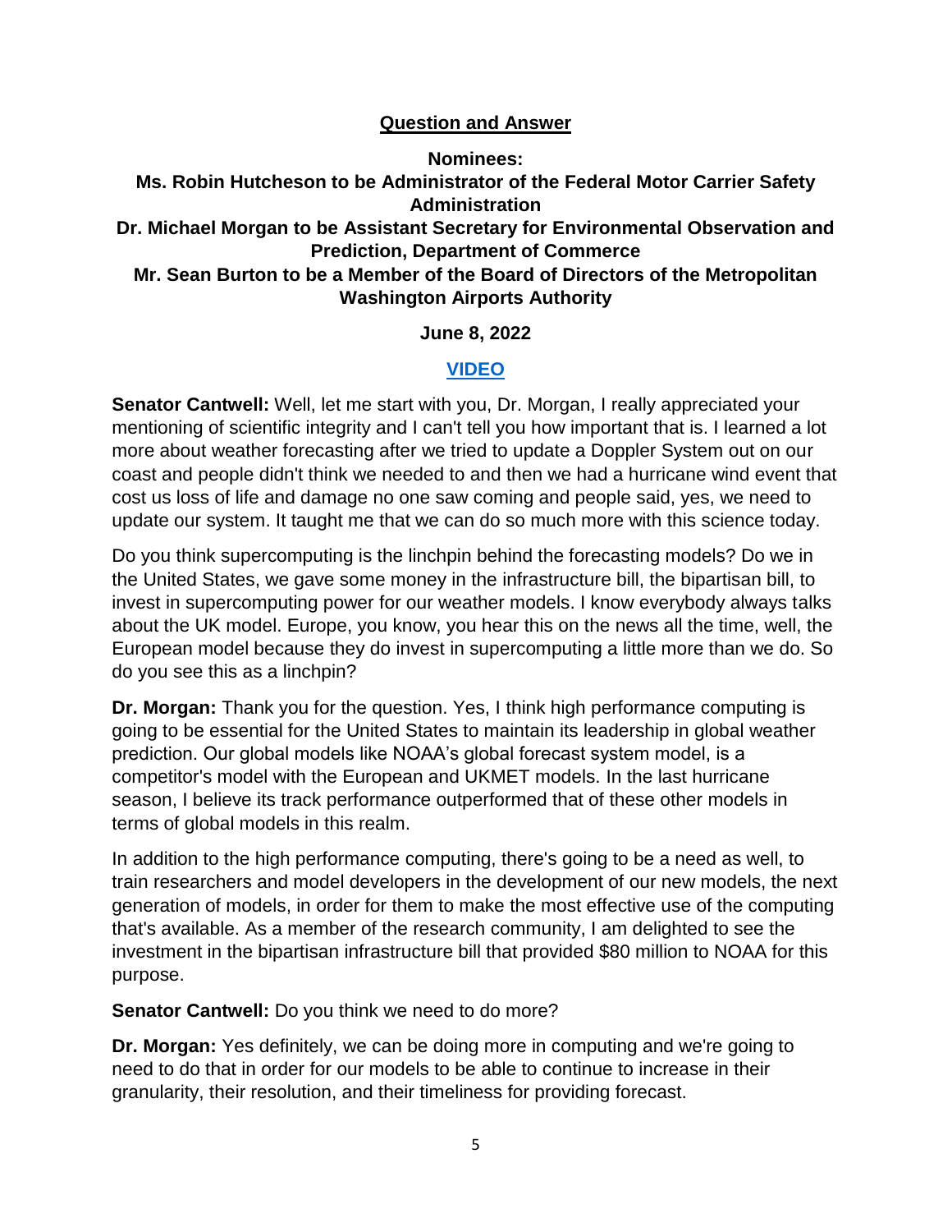## Question and Answer

**Nominees:**
**Ms. Robin Hutcheson to be Administrator of the Federal Motor Carrier Safety Administration**
**Dr. Michael Morgan to be Assistant Secretary for Environmental Observation and Prediction, Department of Commerce**
**Mr. Sean Burton to be a Member of the Board of Directors of the Metropolitan Washington Airports Authority**

**June 8, 2022**

**VIDEO**

**Senator Cantwell:** Well, let me start with you, Dr. Morgan, I really appreciated your mentioning of scientific integrity and I can't tell you how important that is. I learned a lot more about weather forecasting after we tried to update a Doppler System out on our coast and people didn't think we needed to and then we had a hurricane wind event that cost us loss of life and damage no one saw coming and people said, yes, we need to update our system. It taught me that we can do so much more with this science today.

Do you think supercomputing is the linchpin behind the forecasting models? Do we in the United States, we gave some money in the infrastructure bill, the bipartisan bill, to invest in supercomputing power for our weather models. I know everybody always talks about the UK model. Europe, you know, you hear this on the news all the time, well, the European model because they do invest in supercomputing a little more than we do. So do you see this as a linchpin?

**Dr. Morgan:** Thank you for the question. Yes, I think high performance computing is going to be essential for the United States to maintain its leadership in global weather prediction. Our global models like NOAA's global forecast system model, is a competitor's model with the European and UKMET models. In the last hurricane season, I believe its track performance outperformed that of these other models in terms of global models in this realm.

In addition to the high performance computing, there's going to be a need as well, to train researchers and model developers in the development of our new models, the next generation of models, in order for them to make the most effective use of the computing that's available. As a member of the research community, I am delighted to see the investment in the bipartisan infrastructure bill that provided $80 million to NOAA for this purpose.

**Senator Cantwell:** Do you think we need to do more?

**Dr. Morgan:** Yes definitely, we can be doing more in computing and we're going to need to do that in order for our models to be able to continue to increase in their granularity, their resolution, and their timeliness for providing forecast.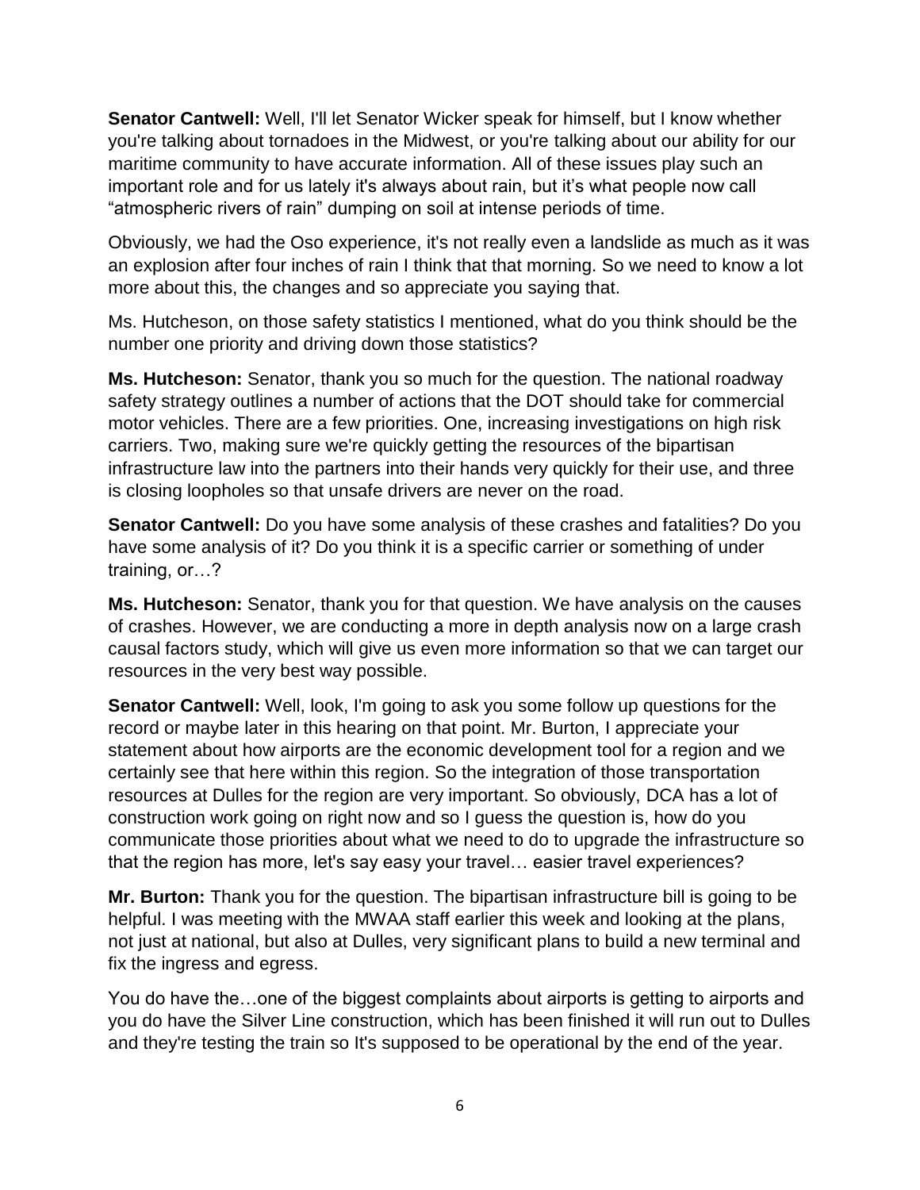**Senator Cantwell:** Well, I'll let Senator Wicker speak for himself, but I know whether you're talking about tornadoes in the Midwest, or you're talking about our ability for our maritime community to have accurate information. All of these issues play such an important role and for us lately it's always about rain, but it's what people now call "atmospheric rivers of rain" dumping on soil at intense periods of time.

Obviously, we had the Oso experience, it's not really even a landslide as much as it was an explosion after four inches of rain I think that that morning. So we need to know a lot more about this, the changes and so appreciate you saying that.

Ms. Hutcheson, on those safety statistics I mentioned, what do you think should be the number one priority and driving down those statistics?

**Ms. Hutcheson:** Senator, thank you so much for the question. The national roadway safety strategy outlines a number of actions that the DOT should take for commercial motor vehicles. There are a few priorities. One, increasing investigations on high risk carriers. Two, making sure we're quickly getting the resources of the bipartisan infrastructure law into the partners into their hands very quickly for their use, and three is closing loopholes so that unsafe drivers are never on the road.

**Senator Cantwell:** Do you have some analysis of these crashes and fatalities? Do you have some analysis of it? Do you think it is a specific carrier or something of under training, or…?

**Ms. Hutcheson:** Senator, thank you for that question. We have analysis on the causes of crashes. However, we are conducting a more in depth analysis now on a large crash causal factors study, which will give us even more information so that we can target our resources in the very best way possible.

**Senator Cantwell:** Well, look, I'm going to ask you some follow up questions for the record or maybe later in this hearing on that point. Mr. Burton, I appreciate your statement about how airports are the economic development tool for a region and we certainly see that here within this region. So the integration of those transportation resources at Dulles for the region are very important. So obviously, DCA has a lot of construction work going on right now and so I guess the question is, how do you communicate those priorities about what we need to do to upgrade the infrastructure so that the region has more, let's say easy your travel… easier travel experiences?

**Mr. Burton:** Thank you for the question. The bipartisan infrastructure bill is going to be helpful. I was meeting with the MWAA staff earlier this week and looking at the plans, not just at national, but also at Dulles, very significant plans to build a new terminal and fix the ingress and egress.

You do have the…one of the biggest complaints about airports is getting to airports and you do have the Silver Line construction, which has been finished it will run out to Dulles and they're testing the train so It's supposed to be operational by the end of the year.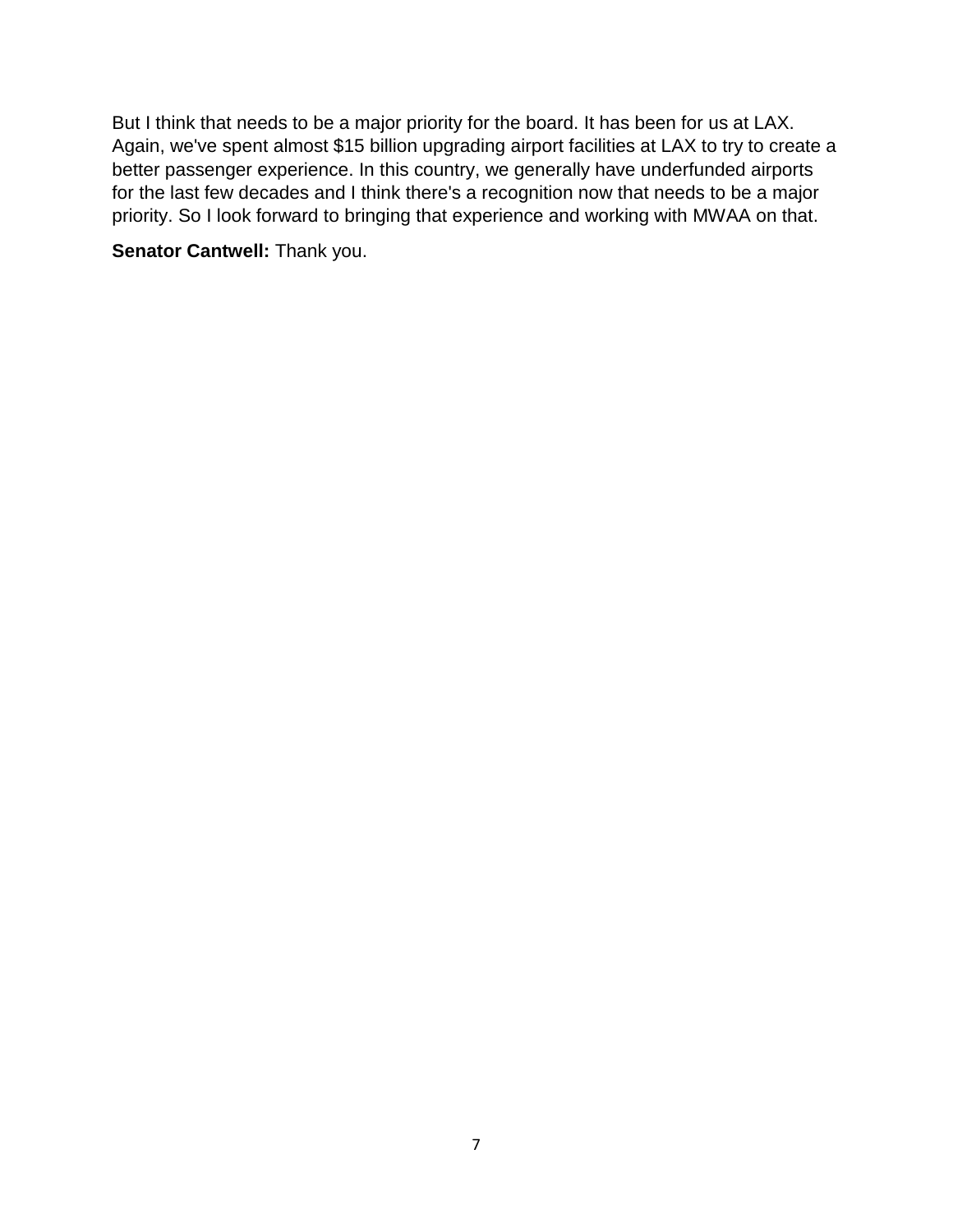But I think that needs to be a major priority for the board. It has been for us at LAX. Again, we've spent almost $15 billion upgrading airport facilities at LAX to try to create a better passenger experience. In this country, we generally have underfunded airports for the last few decades and I think there's a recognition now that needs to be a major priority. So I look forward to bringing that experience and working with MWAA on that.

**Senator Cantwell:** Thank you.